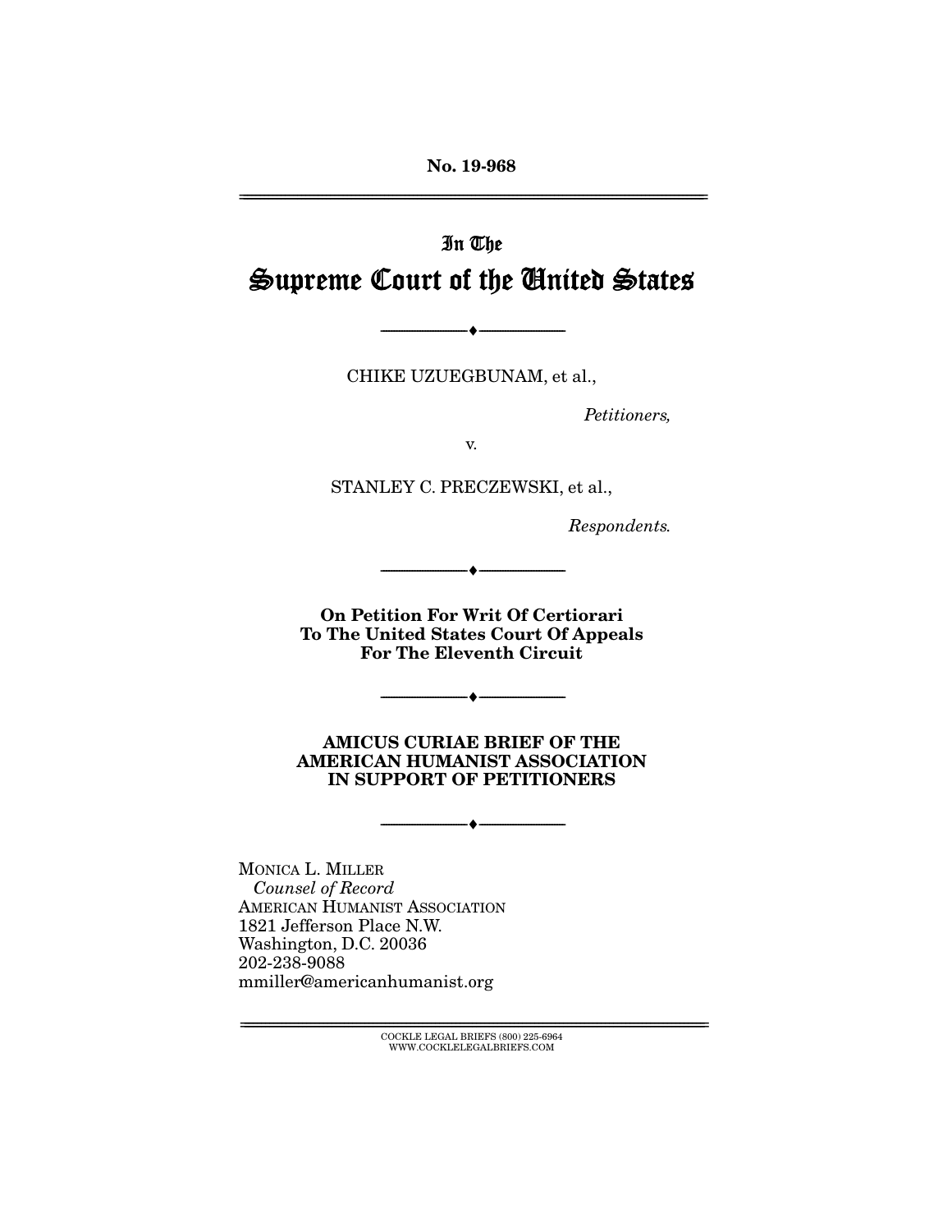No. 19-968

# In The
# Supreme Court of the United States

CHIKE UZUEGBUNAM, et al.,

*Petitioners,*

v.

STANLEY C. PRECZEWSKI, et al.,

*Respondents.*

**On Petition For Writ Of Certiorari To The United States Court Of Appeals For The Eleventh Circuit**

**AMICUS CURIAE BRIEF OF THE AMERICAN HUMANIST ASSOCIATION IN SUPPORT OF PETITIONERS**

MONICA L. MILLER
*Counsel of Record*
AMERICAN HUMANIST ASSOCIATION
1821 Jefferson Place N.W.
Washington, D.C. 20036
202-238-9088
mmiller@americanhumanist.org

COCKLE LEGAL BRIEFS (800) 225-6964
WWW.COCKLELEGALBRIEFS.COM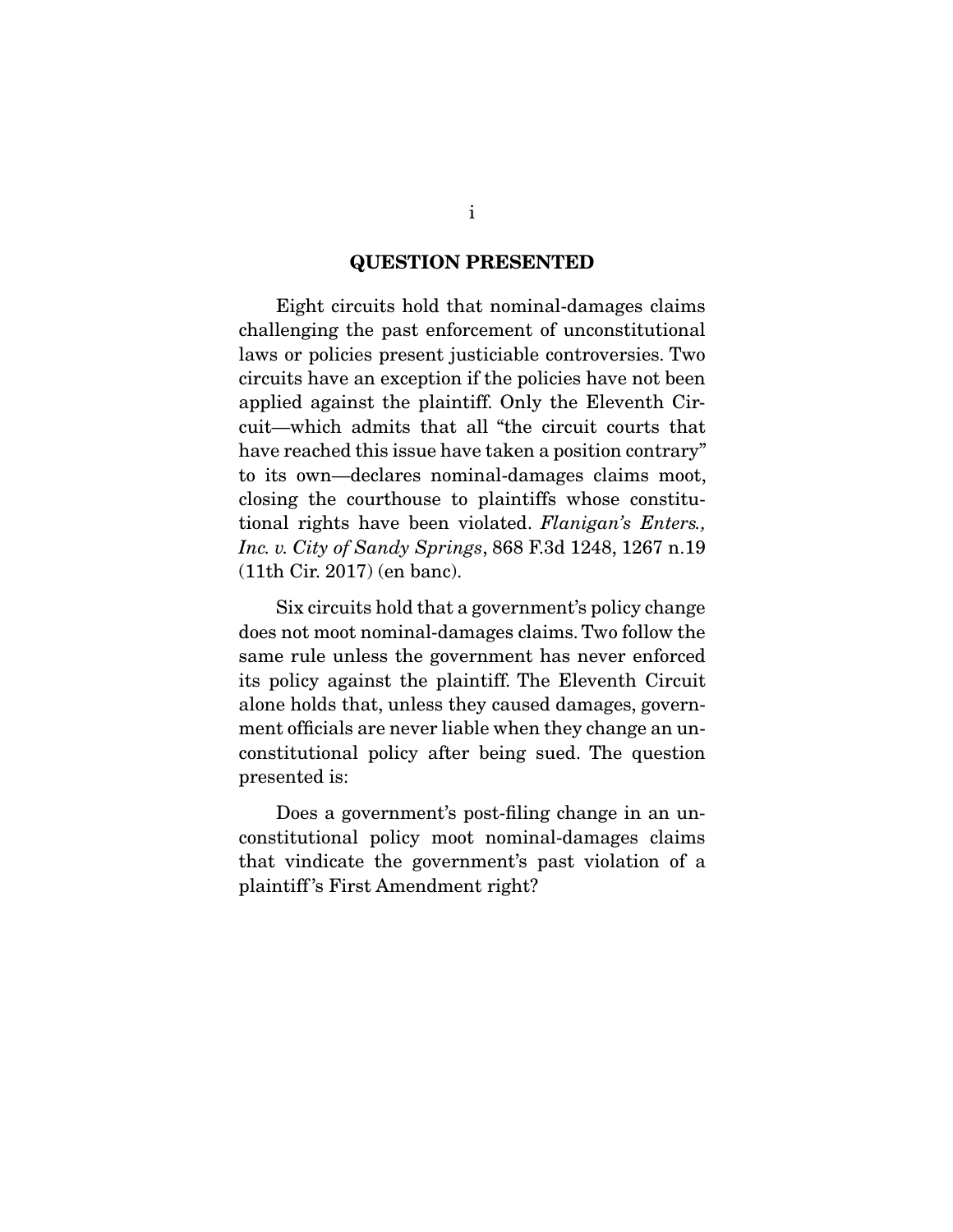## QUESTION PRESENTED

Eight circuits hold that nominal-damages claims challenging the past enforcement of unconstitutional laws or policies present justiciable controversies. Two circuits have an exception if the policies have not been applied against the plaintiff. Only the Eleventh Circuit—which admits that all "the circuit courts that have reached this issue have taken a position contrary" to its own—declares nominal-damages claims moot, closing the courthouse to plaintiffs whose constitutional rights have been violated. *Flanigan's Enters., Inc. v. City of Sandy Springs*, 868 F.3d 1248, 1267 n.19 (11th Cir. 2017) (en banc).

Six circuits hold that a government's policy change does not moot nominal-damages claims. Two follow the same rule unless the government has never enforced its policy against the plaintiff. The Eleventh Circuit alone holds that, unless they caused damages, government officials are never liable when they change an unconstitutional policy after being sued. The question presented is:

Does a government's post-filing change in an unconstitutional policy moot nominal-damages claims that vindicate the government's past violation of a plaintiff's First Amendment right?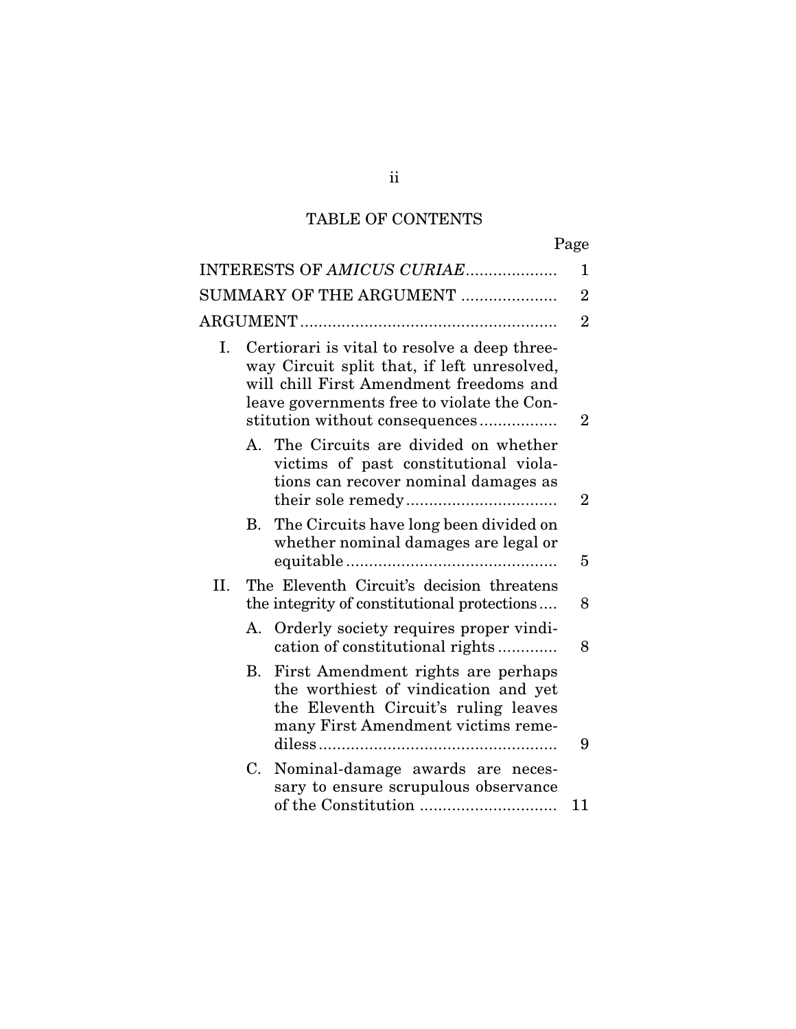# TABLE OF CONTENTS

| | Page |
|---|---|
| INTERESTS OF *AMICUS CURIAE* | 1 |
| SUMMARY OF THE ARGUMENT | 2 |
| ARGUMENT | 2 |
| I. Certiorari is vital to resolve a deep three-way Circuit split that, if left unresolved, will chill First Amendment freedoms and leave governments free to violate the Constitution without consequences | 2 |
| A. The Circuits are divided on whether victims of past constitutional violations can recover nominal damages as their sole remedy | 2 |
| B. The Circuits have long been divided on whether nominal damages are legal or equitable | 5 |
| II. The Eleventh Circuit's decision threatens the integrity of constitutional protections | 8 |
| A. Orderly society requires proper vindication of constitutional rights | 8 |
| B. First Amendment rights are perhaps the worthiest of vindication and yet the Eleventh Circuit's ruling leaves many First Amendment victims remediless | 9 |
| C. Nominal-damage awards are necessary to ensure scrupulous observance of the Constitution | 11 |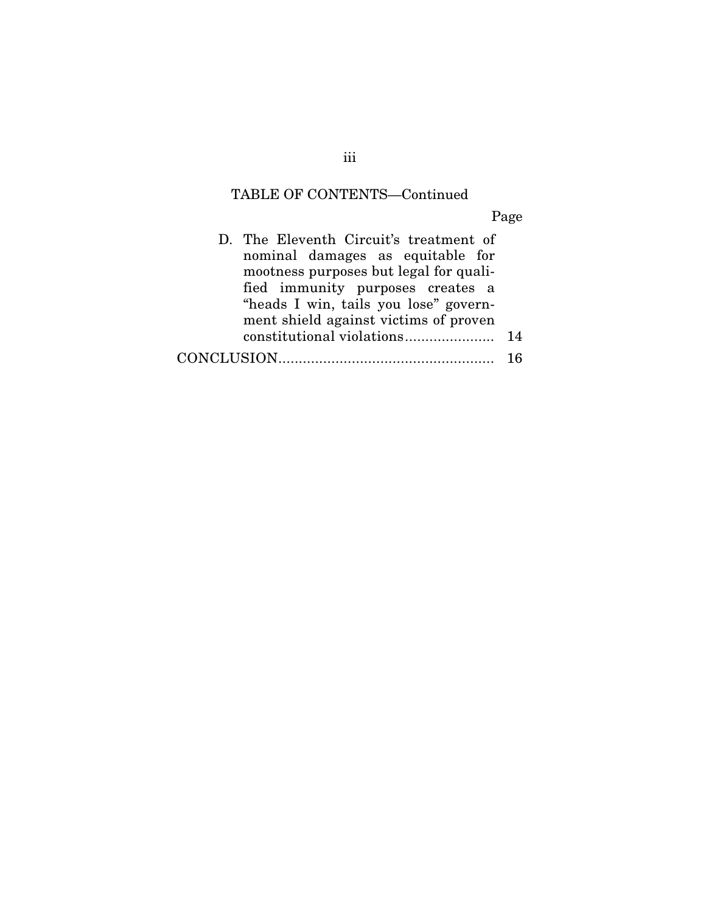TABLE OF CONTENTS—Continued

| | Page |
|---|---|
| D. The Eleventh Circuit's treatment of nominal damages as equitable for mootness purposes but legal for qualified immunity purposes creates a "heads I win, tails you lose" government shield against victims of proven constitutional violations | 14 |
| CONCLUSION | 16 |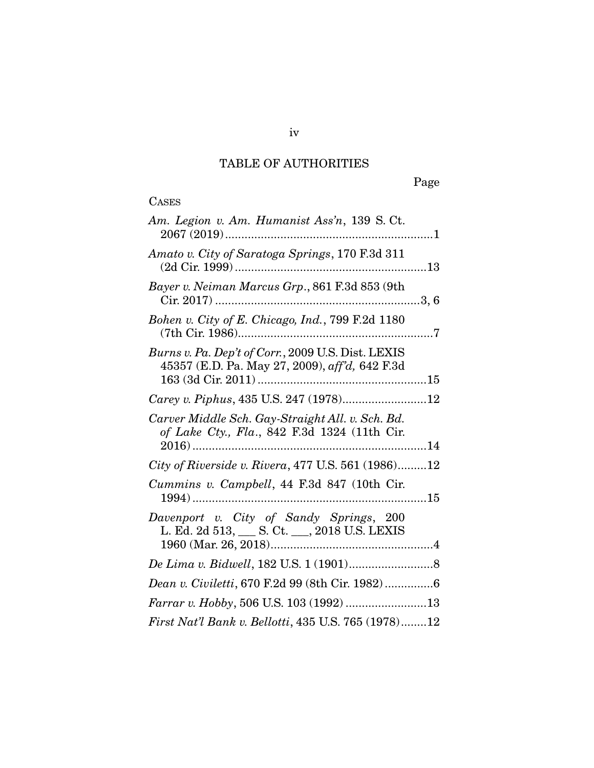## TABLE OF AUTHORITIES

Page

CASES

*Am. Legion v. Am. Humanist Ass'n*, 139 S. Ct. 2067 (2019)................................................................1

*Amato v. City of Saratoga Springs*, 170 F.3d 311 (2d Cir. 1999)...........................................................13

*Bayer v. Neiman Marcus Grp.*, 861 F.3d 853 (9th Cir. 2017) ...............................................................3, 6

*Bohen v. City of E. Chicago, Ind.*, 799 F.2d 1180 (7th Cir. 1986)............................................................7

*Burns v. Pa. Dep't of Corr.*, 2009 U.S. Dist. LEXIS 45357 (E.D. Pa. May 27, 2009), *aff'd,* 642 F.3d 163 (3d Cir. 2011) ...................................................15

*Carey v. Piphus*, 435 U.S. 247 (1978)..........................12

*Carver Middle Sch. Gay-Straight All. v. Sch. Bd. of Lake Cty., Fla.*, 842 F.3d 1324 (11th Cir. 2016).......................................................................14

*City of Riverside v. Rivera*, 477 U.S. 561 (1986).........12

*Cummins v. Campbell*, 44 F.3d 847 (10th Cir. 1994).......................................................................15

*Davenport v. City of Sandy Springs*, 200 L. Ed. 2d 513, ___ S. Ct. ___, 2018 U.S. LEXIS 1960 (Mar. 26, 2018)..................................................4

*De Lima v. Bidwell*, 182 U.S. 1 (1901)..........................8

*Dean v. Civiletti*, 670 F.2d 99 (8th Cir. 1982)...............6

*Farrar v. Hobby*, 506 U.S. 103 (1992) .........................13

*First Nat'l Bank v. Bellotti*, 435 U.S. 765 (1978)........12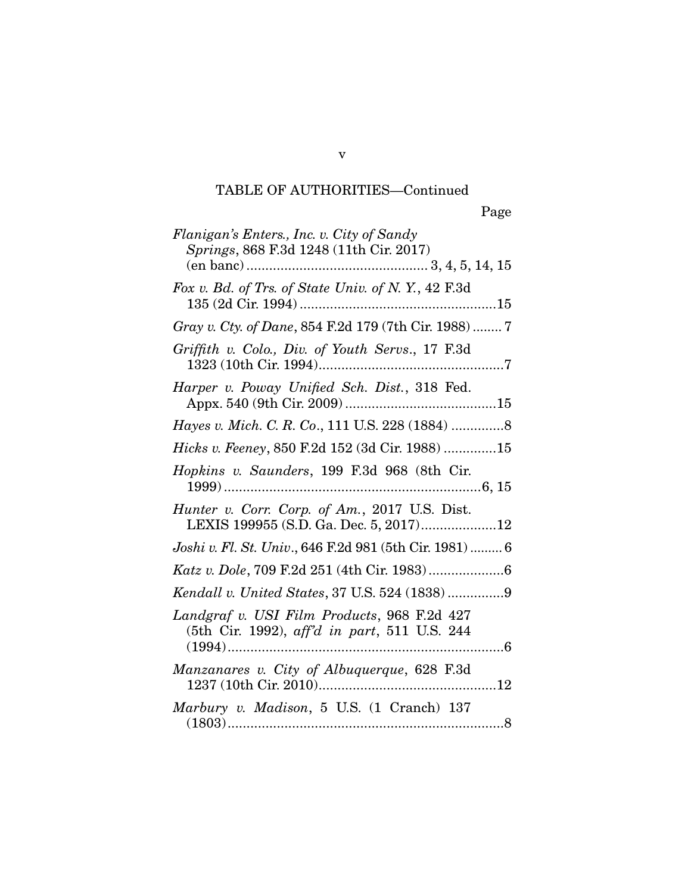TABLE OF AUTHORITIES—Continued

Page

*Flanigan's Enters., Inc. v. City of Sandy Springs*, 868 F.3d 1248 (11th Cir. 2017) (en banc) ................................................ 3, 4, 5, 14, 15

*Fox v. Bd. of Trs. of State Univ. of N. Y.*, 42 F.3d 135 (2d Cir. 1994) ....................................................15

*Gray v. Cty. of Dane*, 854 F.2d 179 (7th Cir. 1988) ........ 7

*Griffith v. Colo., Div. of Youth Servs.*, 17 F.3d 1323 (10th Cir. 1994).................................................7

*Harper v. Poway Unified Sch. Dist.*, 318 Fed. Appx. 540 (9th Cir. 2009) ........................................15

*Hayes v. Mich. C. R. Co.*, 111 U.S. 228 (1884) ..............8

*Hicks v. Feeney*, 850 F.2d 152 (3d Cir. 1988) ..............15

*Hopkins v. Saunders*, 199 F.3d 968 (8th Cir. 1999) ....................................................................6, 15

*Hunter v. Corr. Corp. of Am.*, 2017 U.S. Dist. LEXIS 199955 (S.D. Ga. Dec. 5, 2017)....................12

*Joshi v. Fl. St. Univ.*, 646 F.2d 981 (5th Cir. 1981) ......... 6

*Katz v. Dole*, 709 F.2d 251 (4th Cir. 1983)....................6

*Kendall v. United States*, 37 U.S. 524 (1838) ...............9

*Landgraf v. USI Film Products*, 968 F.2d 427 (5th Cir. 1992), *aff'd in part*, 511 U.S. 244 (1994).........................................................................6

*Manzanares v. City of Albuquerque*, 628 F.3d 1237 (10th Cir. 2010)...............................................12

*Marbury v. Madison*, 5 U.S. (1 Cranch) 137 (1803).........................................................................8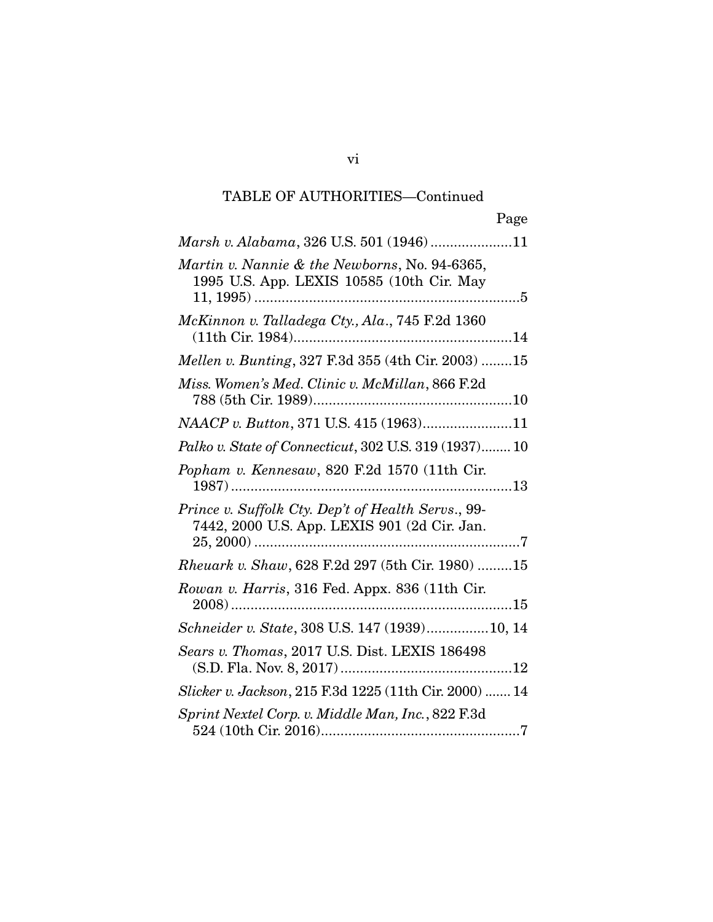TABLE OF AUTHORITIES—Continued

Page

*Marsh v. Alabama*, 326 U.S. 501 (1946) .....................11

*Martin v. Nannie & the Newborns*, No. 94-6365, 1995 U.S. App. LEXIS 10585 (10th Cir. May 11, 1995) .....................................................................5

*McKinnon v. Talladega Cty., Ala.*, 745 F.2d 1360 (11th Cir. 1984).........................................................14

*Mellen v. Bunting*, 327 F.3d 355 (4th Cir. 2003) ........15

*Miss. Women's Med. Clinic v. McMillan*, 866 F.2d 788 (5th Cir. 1989)...................................................10

*NAACP v. Button*, 371 U.S. 415 (1963).......................11

*Palko v. State of Connecticut*, 302 U.S. 319 (1937)........ 10

*Popham v. Kennesaw*, 820 F.2d 1570 (11th Cir. 1987) .........................................................................13

*Prince v. Suffolk Cty. Dep't of Health Servs.*, 99-7442, 2000 U.S. App. LEXIS 901 (2d Cir. Jan. 25, 2000) .....................................................................7

*Rheuark v. Shaw*, 628 F.2d 297 (5th Cir. 1980) .........15

*Rowan v. Harris*, 316 Fed. Appx. 836 (11th Cir. 2008) .........................................................................15

*Schneider v. State*, 308 U.S. 147 (1939)................10, 14

*Sears v. Thomas*, 2017 U.S. Dist. LEXIS 186498 (S.D. Fla. Nov. 8, 2017) ............................................12

*Slicker v. Jackson*, 215 F.3d 1225 (11th Cir. 2000) ....... 14

*Sprint Nextel Corp. v. Middle Man, Inc.*, 822 F.3d 524 (10th Cir. 2016)...................................................7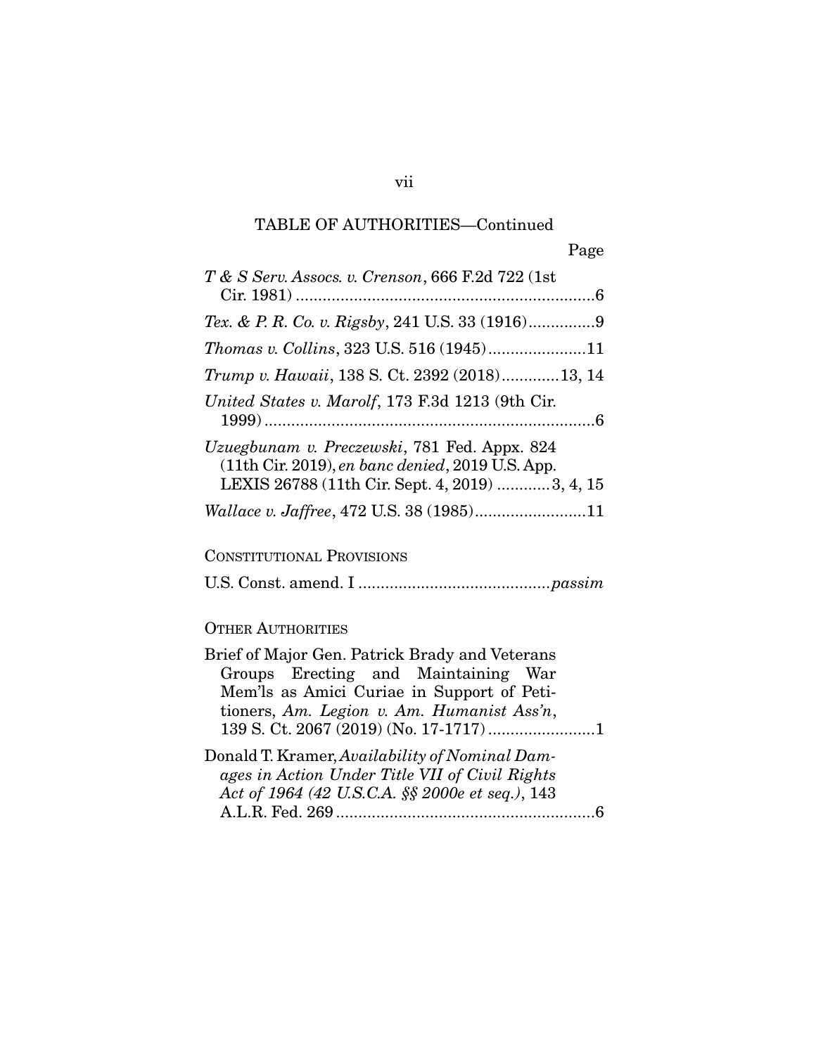TABLE OF AUTHORITIES—Continued

Page

*T & S Serv. Assocs. v. Crenson*, 666 F.2d 722 (1st Cir. 1981) ....................................................................6

*Tex. & P. R. Co. v. Rigsby*, 241 U.S. 33 (1916)...............9

*Thomas v. Collins*, 323 U.S. 516 (1945)......................11

*Trump v. Hawaii*, 138 S. Ct. 2392 (2018).............13, 14

*United States v. Marolf*, 173 F.3d 1213 (9th Cir. 1999) ..........................................................................6

*Uzuegbunam v. Preczewski*, 781 Fed. Appx. 824 (11th Cir. 2019), *en banc denied*, 2019 U.S. App. LEXIS 26788 (11th Cir. Sept. 4, 2019) ............3, 4, 15

*Wallace v. Jaffree*, 472 U.S. 38 (1985).........................11

CONSTITUTIONAL PROVISIONS

U.S. Const. amend. I ...........................................*passim*

OTHER AUTHORITIES

Brief of Major Gen. Patrick Brady and Veterans Groups Erecting and Maintaining War Mem'ls as Amici Curiae in Support of Petitioners, *Am. Legion v. Am. Humanist Ass'n*, 139 S. Ct. 2067 (2019) (No. 17-1717) ........................1

Donald T. Kramer, *Availability of Nominal Damages in Action Under Title VII of Civil Rights Act of 1964 (42 U.S.C.A. §§ 2000e et seq.)*, 143 A.L.R. Fed. 269 ..........................................................6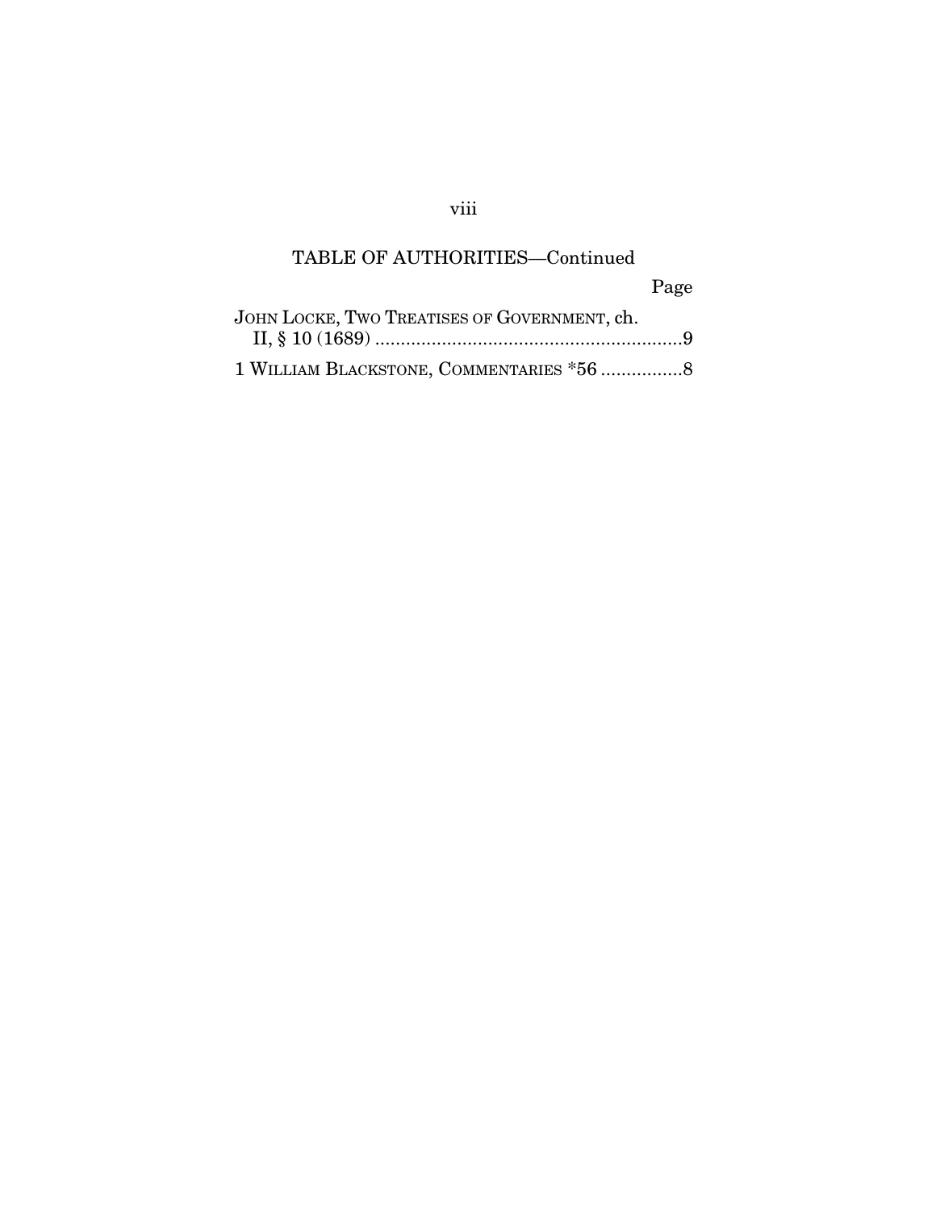TABLE OF AUTHORITIES—Continued

Page

JOHN LOCKE, TWO TREATISES OF GOVERNMENT, ch. II, § 10 (1689) ............................................................9

1 WILLIAM BLACKSTONE, COMMENTARIES *56 ................8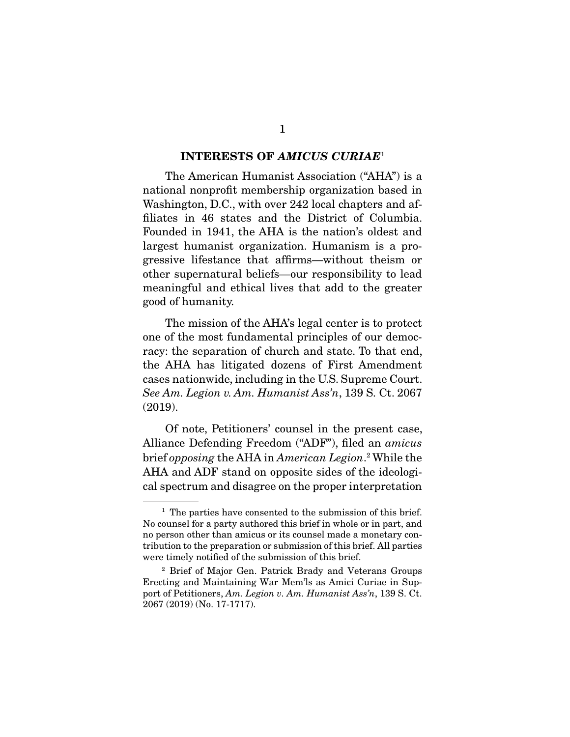## INTERESTS OF *AMICUS CURIAE*[1]

The American Humanist Association ("AHA") is a national nonprofit membership organization based in Washington, D.C., with over 242 local chapters and affiliates in 46 states and the District of Columbia. Founded in 1941, the AHA is the nation's oldest and largest humanist organization. Humanism is a progressive lifestance that affirms—without theism or other supernatural beliefs—our responsibility to lead meaningful and ethical lives that add to the greater good of humanity.

The mission of the AHA's legal center is to protect one of the most fundamental principles of our democracy: the separation of church and state. To that end, the AHA has litigated dozens of First Amendment cases nationwide, including in the U.S. Supreme Court. *See Am. Legion v. Am. Humanist Ass'n*, 139 S. Ct. 2067 (2019).

Of note, Petitioners' counsel in the present case, Alliance Defending Freedom ("ADF"), filed an *amicus* brief *opposing* the AHA in *American Legion*.[2] While the AHA and ADF stand on opposite sides of the ideological spectrum and disagree on the proper interpretation

---

[1] The parties have consented to the submission of this brief. No counsel for a party authored this brief in whole or in part, and no person other than amicus or its counsel made a monetary contribution to the preparation or submission of this brief. All parties were timely notified of the submission of this brief.

[2] Brief of Major Gen. Patrick Brady and Veterans Groups Erecting and Maintaining War Mem'ls as Amici Curiae in Support of Petitioners, *Am. Legion v. Am. Humanist Ass'n*, 139 S. Ct. 2067 (2019) (No. 17-1717).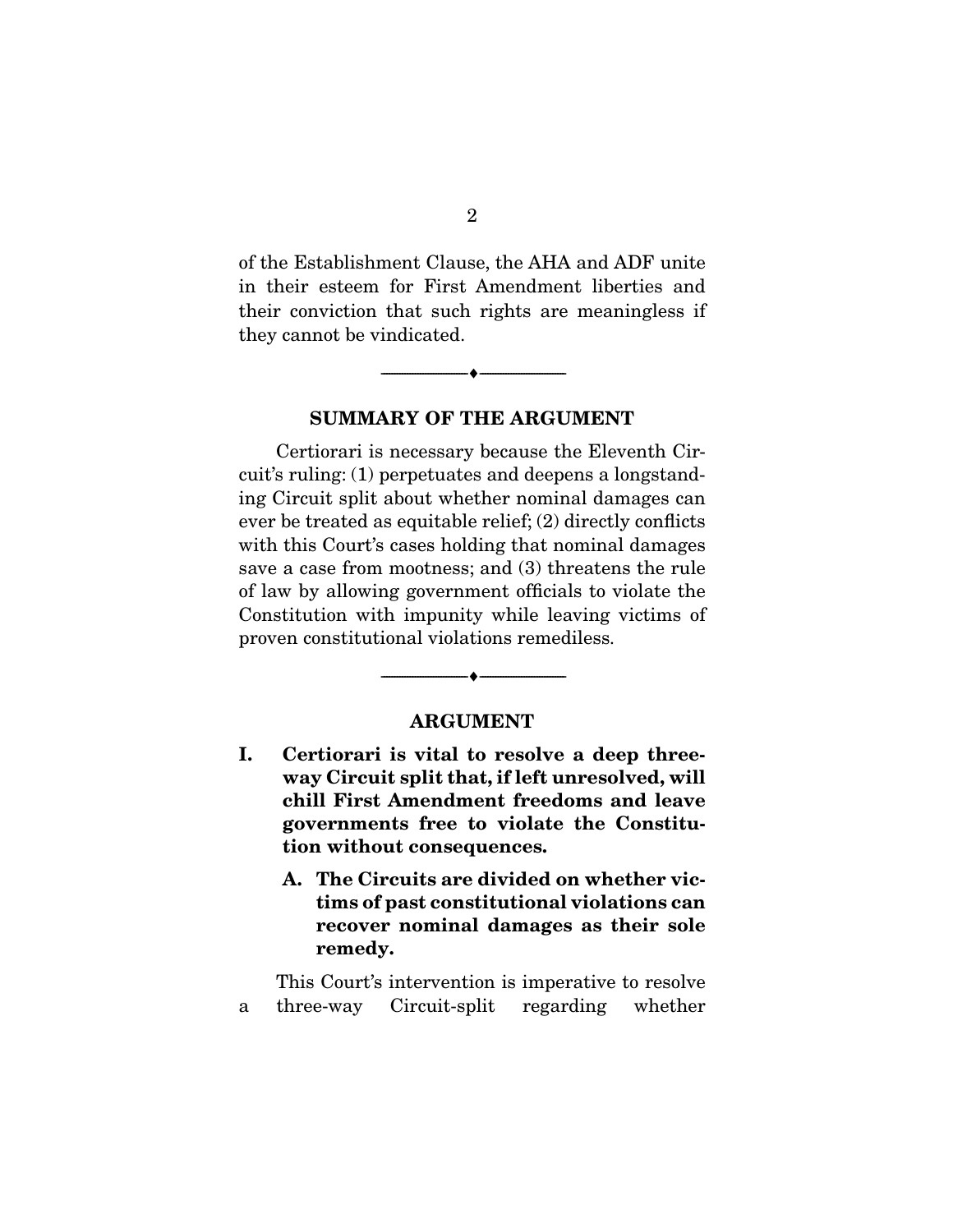of the Establishment Clause, the AHA and ADF unite in their esteem for First Amendment liberties and their conviction that such rights are meaningless if they cannot be vindicated.

## SUMMARY OF THE ARGUMENT

Certiorari is necessary because the Eleventh Circuit's ruling: (1) perpetuates and deepens a longstanding Circuit split about whether nominal damages can ever be treated as equitable relief; (2) directly conflicts with this Court's cases holding that nominal damages save a case from mootness; and (3) threatens the rule of law by allowing government officials to violate the Constitution with impunity while leaving victims of proven constitutional violations remediless.

## ARGUMENT

### I. Certiorari is vital to resolve a deep three-way Circuit split that, if left unresolved, will chill First Amendment freedoms and leave governments free to violate the Constitution without consequences.

#### A. The Circuits are divided on whether victims of past constitutional violations can recover nominal damages as their sole remedy.

This Court's intervention is imperative to resolve a three-way Circuit-split regarding whether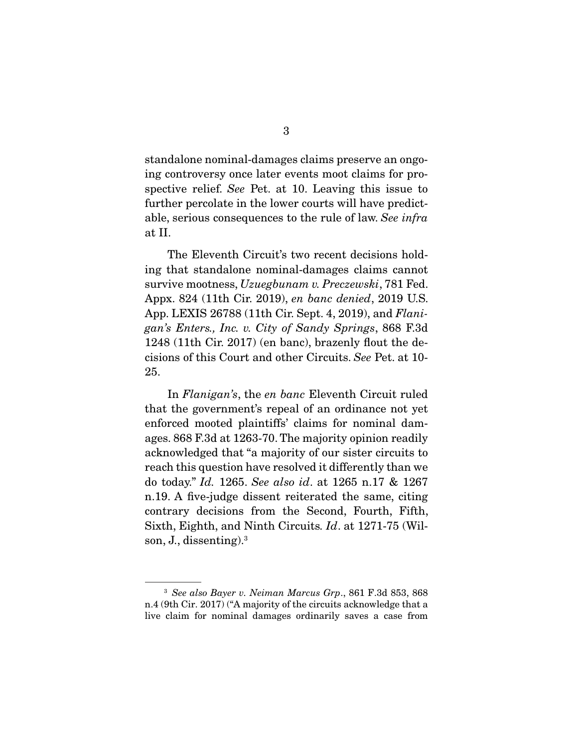standalone nominal-damages claims preserve an ongoing controversy once later events moot claims for prospective relief. *See* Pet. at 10. Leaving this issue to further percolate in the lower courts will have predictable, serious consequences to the rule of law. *See infra* at II.

The Eleventh Circuit's two recent decisions holding that standalone nominal-damages claims cannot survive mootness, *Uzuegbunam v. Preczewski*, 781 Fed. Appx. 824 (11th Cir. 2019), *en banc denied*, 2019 U.S. App. LEXIS 26788 (11th Cir. Sept. 4, 2019), and *Flanigan's Enters., Inc. v. City of Sandy Springs*, 868 F.3d 1248 (11th Cir. 2017) (en banc), brazenly flout the decisions of this Court and other Circuits. *See* Pet. at 10-25.

In *Flanigan's*, the *en banc* Eleventh Circuit ruled that the government's repeal of an ordinance not yet enforced mooted plaintiffs' claims for nominal damages. 868 F.3d at 1263-70. The majority opinion readily acknowledged that "a majority of our sister circuits to reach this question have resolved it differently than we do today." *Id.* 1265. *See also id*. at 1265 n.17 & 1267 n.19. A five-judge dissent reiterated the same, citing contrary decisions from the Second, Fourth, Fifth, Sixth, Eighth, and Ninth Circuits. *Id*. at 1271-75 (Wilson, J., dissenting).[3]

[3] *See also Bayer v. Neiman Marcus Grp*., 861 F.3d 853, 868 n.4 (9th Cir. 2017) ("A majority of the circuits acknowledge that a live claim for nominal damages ordinarily saves a case from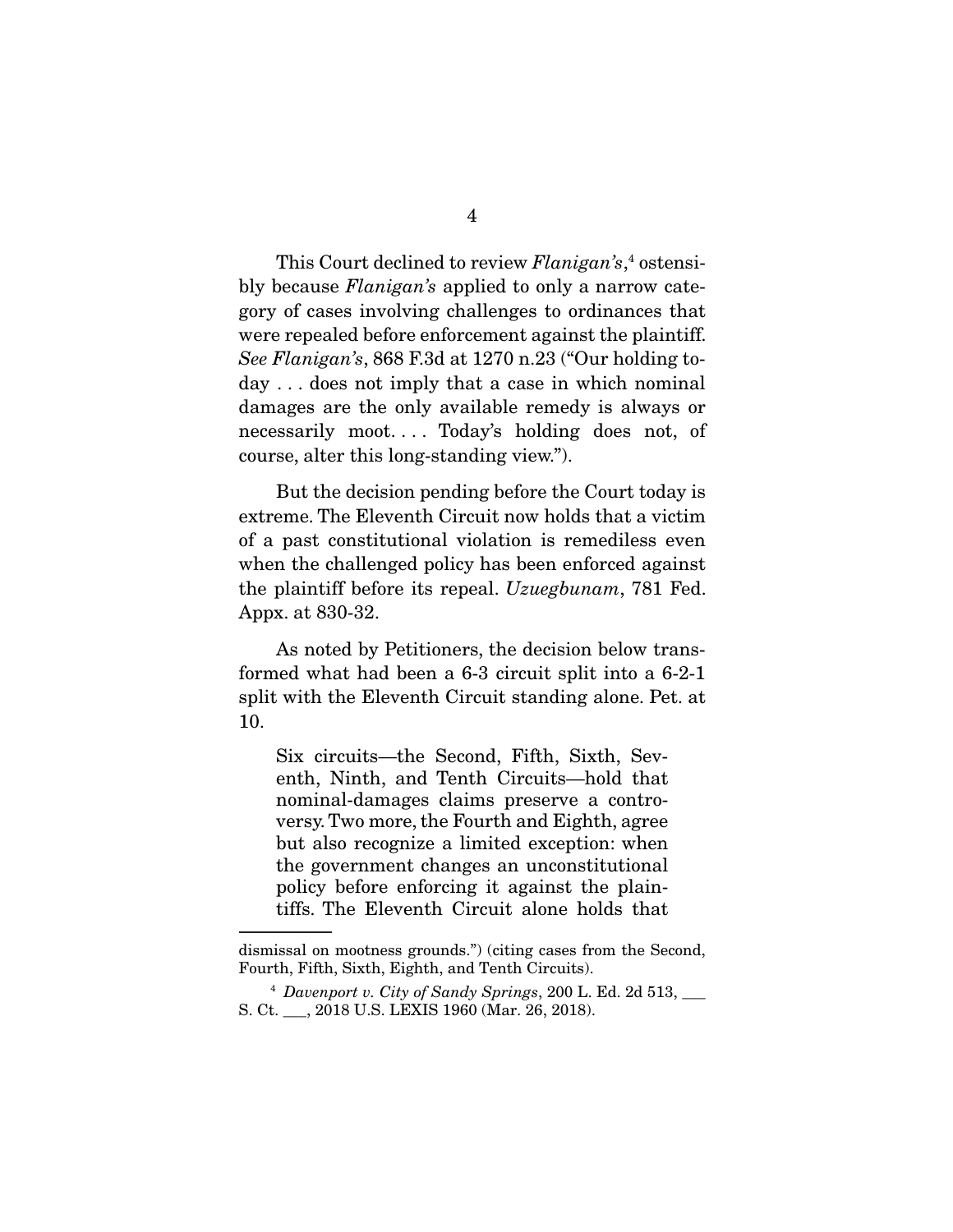This Court declined to review *Flanigan's*,[4] ostensibly because *Flanigan's* applied to only a narrow category of cases involving challenges to ordinances that were repealed before enforcement against the plaintiff. *See Flanigan's*, 868 F.3d at 1270 n.23 ("Our holding today . . . does not imply that a case in which nominal damages are the only available remedy is always or necessarily moot. . . . Today's holding does not, of course, alter this long-standing view.").

But the decision pending before the Court today is extreme. The Eleventh Circuit now holds that a victim of a past constitutional violation is remediless even when the challenged policy has been enforced against the plaintiff before its repeal. *Uzuegbunam*, 781 Fed. Appx. at 830-32.

As noted by Petitioners, the decision below transformed what had been a 6-3 circuit split into a 6-2-1 split with the Eleventh Circuit standing alone. Pet. at 10.

> Six circuits—the Second, Fifth, Sixth, Seventh, Ninth, and Tenth Circuits—hold that nominal-damages claims preserve a controversy. Two more, the Fourth and Eighth, agree but also recognize a limited exception: when the government changes an unconstitutional policy before enforcing it against the plaintiffs. The Eleventh Circuit alone holds that

---

dismissal on mootness grounds.") (citing cases from the Second, Fourth, Fifth, Sixth, Eighth, and Tenth Circuits).

[4] *Davenport v. City of Sandy Springs*, 200 L. Ed. 2d 513, ___ S. Ct. ___, 2018 U.S. LEXIS 1960 (Mar. 26, 2018).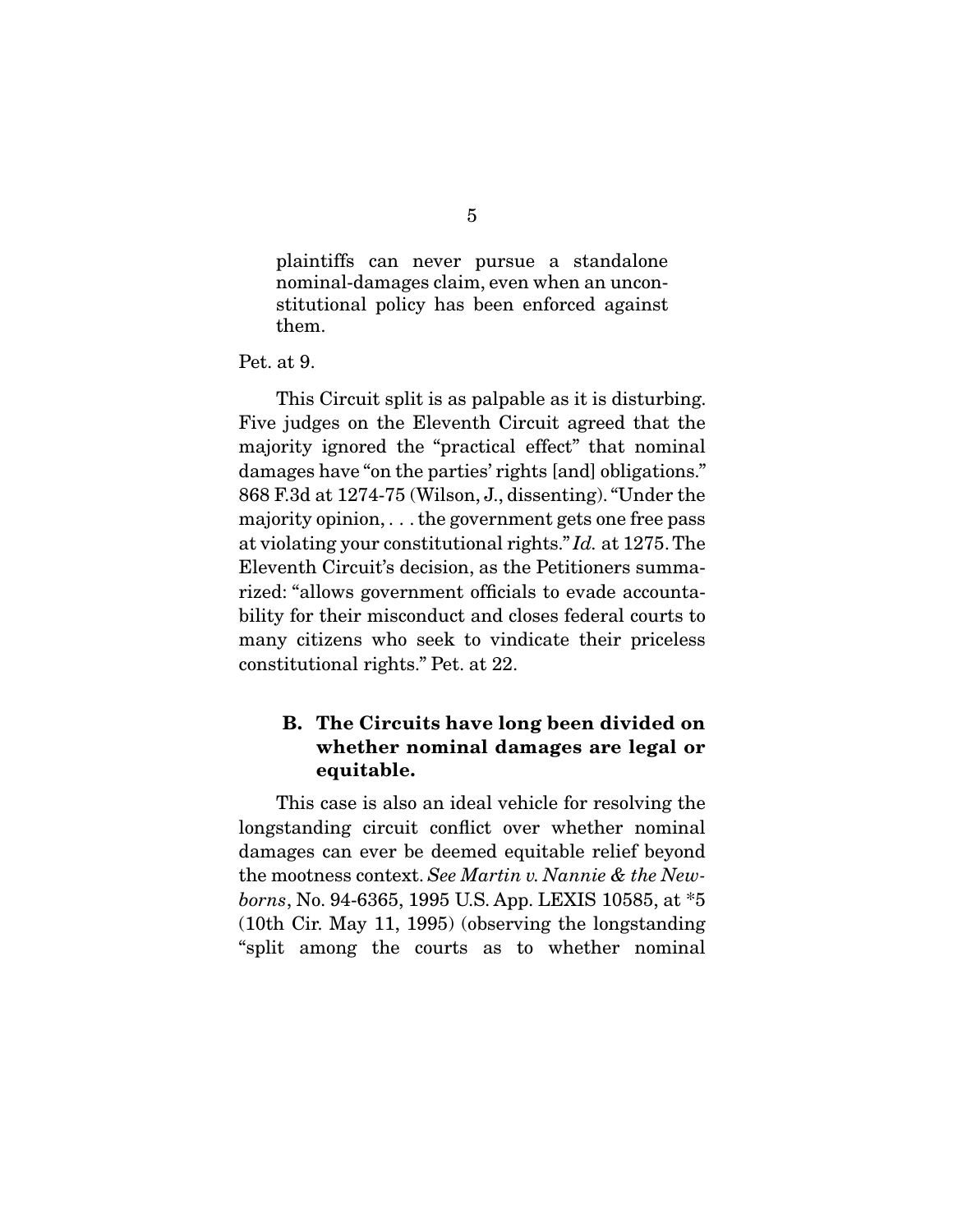> plaintiffs can never pursue a standalone nominal-damages claim, even when an unconstitutional policy has been enforced against them.

Pet. at 9.

This Circuit split is as palpable as it is disturbing. Five judges on the Eleventh Circuit agreed that the majority ignored the "practical effect" that nominal damages have "on the parties' rights [and] obligations." 868 F.3d at 1274-75 (Wilson, J., dissenting). "Under the majority opinion, . . . the government gets one free pass at violating your constitutional rights." *Id.* at 1275. The Eleventh Circuit's decision, as the Petitioners summarized: "allows government officials to evade accountability for their misconduct and closes federal courts to many citizens who seek to vindicate their priceless constitutional rights." Pet. at 22.

### B. The Circuits have long been divided on whether nominal damages are legal or equitable.

This case is also an ideal vehicle for resolving the longstanding circuit conflict over whether nominal damages can ever be deemed equitable relief beyond the mootness context. *See Martin v. Nannie & the Newborns*, No. 94-6365, 1995 U.S. App. LEXIS 10585, at *5 (10th Cir. May 11, 1995) (observing the longstanding "split among the courts as to whether nominal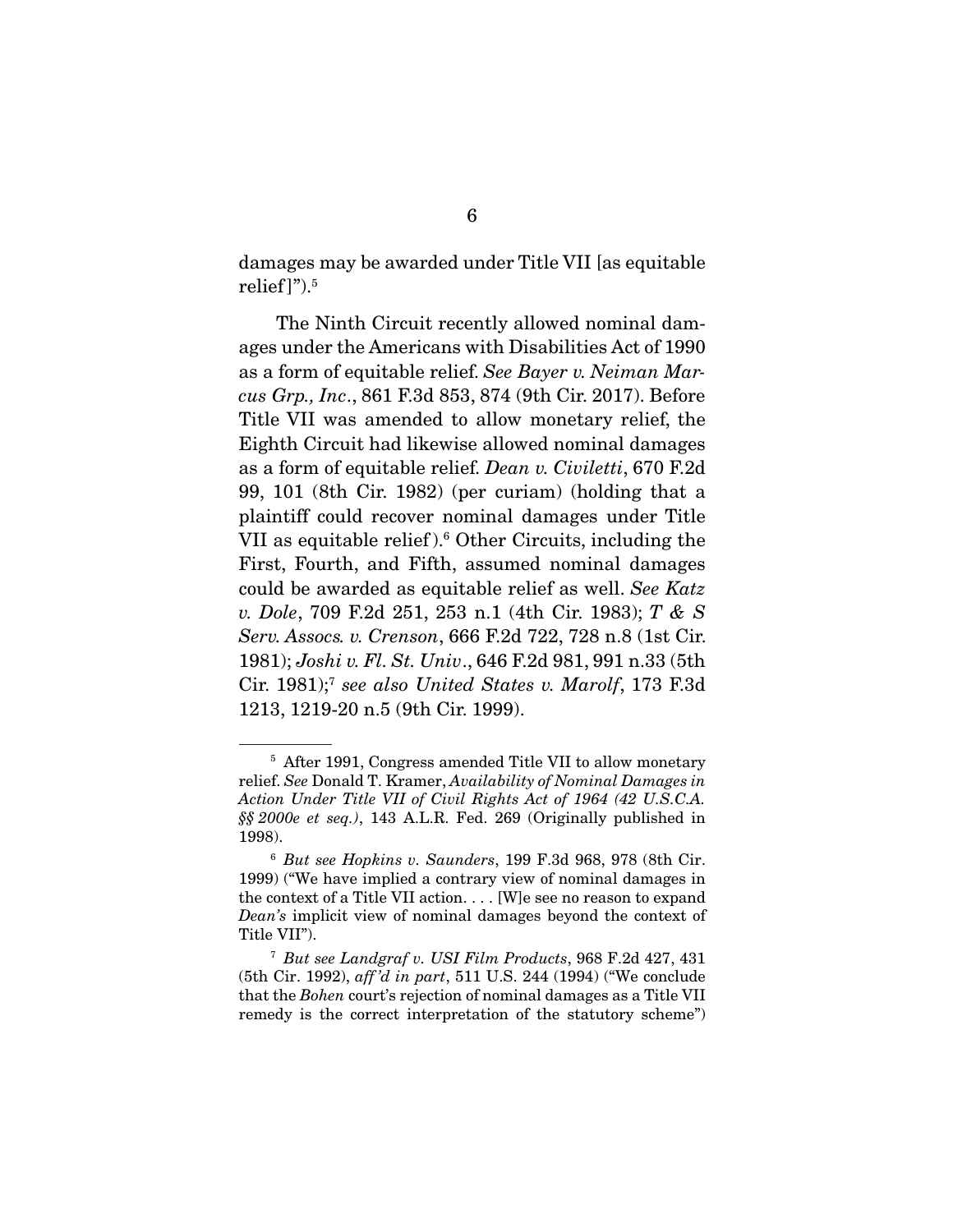damages may be awarded under Title VII [as equitable relief]").[5]

The Ninth Circuit recently allowed nominal damages under the Americans with Disabilities Act of 1990 as a form of equitable relief. *See Bayer v. Neiman Marcus Grp., Inc*., 861 F.3d 853, 874 (9th Cir. 2017). Before Title VII was amended to allow monetary relief, the Eighth Circuit had likewise allowed nominal damages as a form of equitable relief. *Dean v. Civiletti*, 670 F.2d 99, 101 (8th Cir. 1982) (per curiam) (holding that a plaintiff could recover nominal damages under Title VII as equitable relief).[6] Other Circuits, including the First, Fourth, and Fifth, assumed nominal damages could be awarded as equitable relief as well. *See Katz v. Dole*, 709 F.2d 251, 253 n.1 (4th Cir. 1983); *T & S Serv. Assocs. v. Crenson*, 666 F.2d 722, 728 n.8 (1st Cir. 1981); *Joshi v. Fl. St. Univ*., 646 F.2d 981, 991 n.33 (5th Cir. 1981);[7] *see also United States v. Marolf*, 173 F.3d 1213, 1219-20 n.5 (9th Cir. 1999).

---

[5] After 1991, Congress amended Title VII to allow monetary relief. *See* Donald T. Kramer, *Availability of Nominal Damages in Action Under Title VII of Civil Rights Act of 1964 (42 U.S.C.A. §§ 2000e et seq.)*, 143 A.L.R. Fed. 269 (Originally published in 1998).

[6] *But see Hopkins v. Saunders*, 199 F.3d 968, 978 (8th Cir. 1999) ("We have implied a contrary view of nominal damages in the context of a Title VII action. . . . [W]e see no reason to expand *Dean's* implicit view of nominal damages beyond the context of Title VII").

[7] *But see Landgraf v. USI Film Products*, 968 F.2d 427, 431 (5th Cir. 1992), *aff'd in part*, 511 U.S. 244 (1994) ("We conclude that the *Bohen* court's rejection of nominal damages as a Title VII remedy is the correct interpretation of the statutory scheme")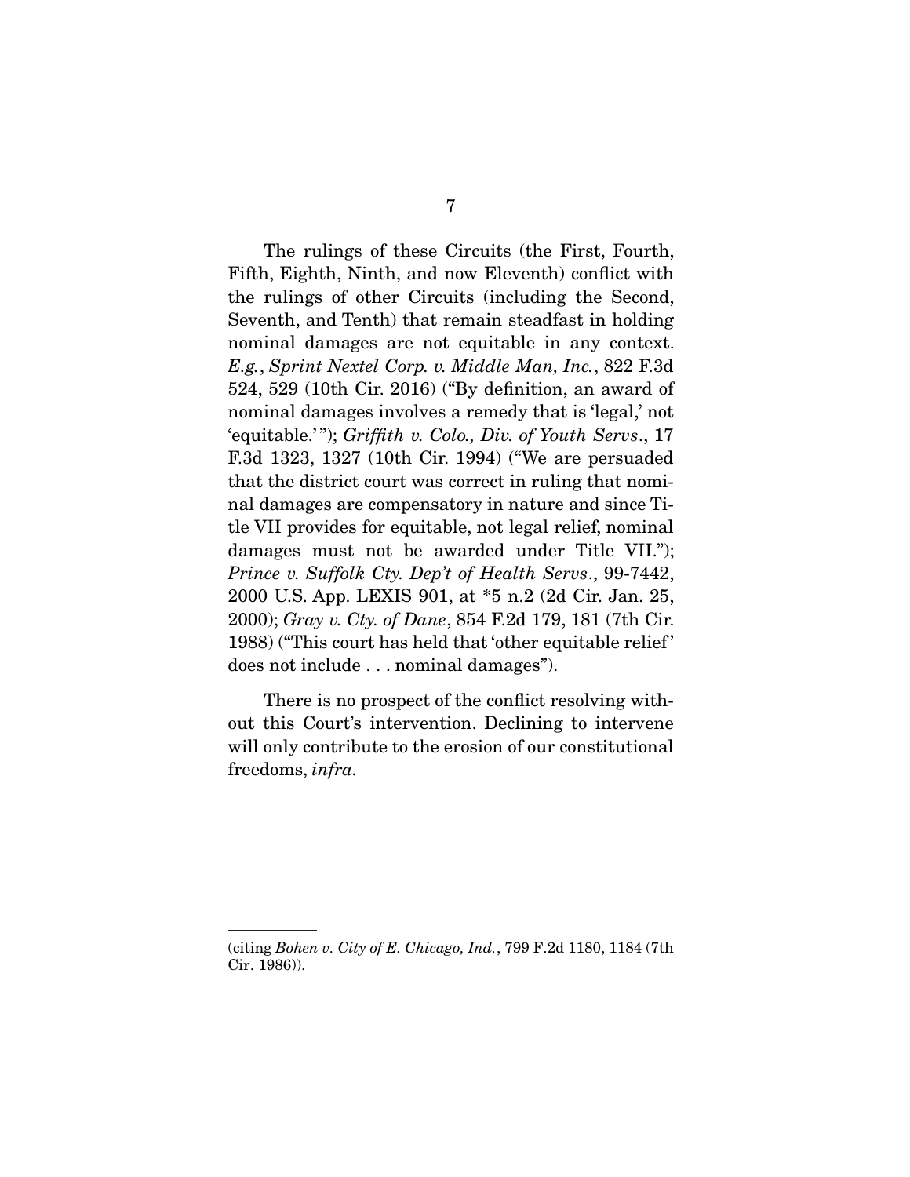The rulings of these Circuits (the First, Fourth, Fifth, Eighth, Ninth, and now Eleventh) conflict with the rulings of other Circuits (including the Second, Seventh, and Tenth) that remain steadfast in holding nominal damages are not equitable in any context. *E.g.*, *Sprint Nextel Corp. v. Middle Man, Inc.*, 822 F.3d 524, 529 (10th Cir. 2016) ("By definition, an award of nominal damages involves a remedy that is 'legal,' not 'equitable.'"); *Griffith v. Colo., Div. of Youth Servs.*, 17 F.3d 1323, 1327 (10th Cir. 1994) ("We are persuaded that the district court was correct in ruling that nominal damages are compensatory in nature and since Title VII provides for equitable, not legal relief, nominal damages must not be awarded under Title VII."); *Prince v. Suffolk Cty. Dep't of Health Servs.*, 99-7442, 2000 U.S. App. LEXIS 901, at *5 n.2 (2d Cir. Jan. 25, 2000); *Gray v. Cty. of Dane*, 854 F.2d 179, 181 (7th Cir. 1988) ("This court has held that 'other equitable relief' does not include . . . nominal damages").

There is no prospect of the conflict resolving without this Court's intervention. Declining to intervene will only contribute to the erosion of our constitutional freedoms, *infra*.

---

(citing *Bohen v. City of E. Chicago, Ind.*, 799 F.2d 1180, 1184 (7th Cir. 1986)).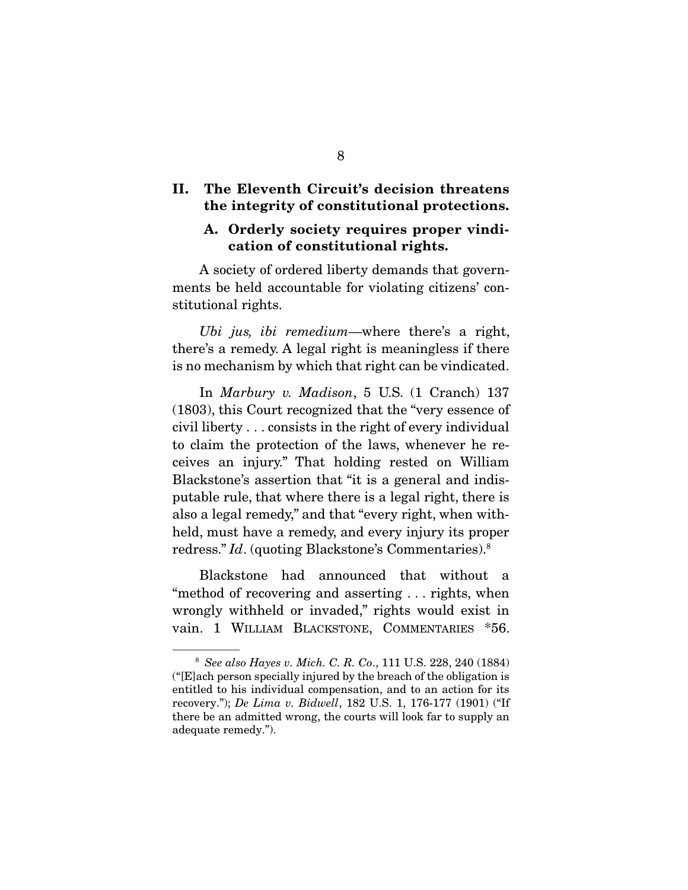## II. The Eleventh Circuit's decision threatens the integrity of constitutional protections.

### A. Orderly society requires proper vindication of constitutional rights.

A society of ordered liberty demands that governments be held accountable for violating citizens' constitutional rights.

*Ubi jus, ibi remedium*—where there's a right, there's a remedy. A legal right is meaningless if there is no mechanism by which that right can be vindicated.

In *Marbury v. Madison*, 5 U.S. (1 Cranch) 137 (1803), this Court recognized that the "very essence of civil liberty . . . consists in the right of every individual to claim the protection of the laws, whenever he receives an injury." That holding rested on William Blackstone's assertion that "it is a general and indisputable rule, that where there is a legal right, there is also a legal remedy," and that "every right, when withheld, must have a remedy, and every injury its proper redress." *Id*. (quoting Blackstone's Commentaries).[8]

Blackstone had announced that without a "method of recovering and asserting . . . rights, when wrongly withheld or invaded," rights would exist in vain. 1 WILLIAM BLACKSTONE, COMMENTARIES *56.

---

[8] *See also Hayes v. Mich. C. R. Co*., 111 U.S. 228, 240 (1884) ("[E]ach person specially injured by the breach of the obligation is entitled to his individual compensation, and to an action for its recovery."); *De Lima v. Bidwell*, 182 U.S. 1, 176-177 (1901) ("If there be an admitted wrong, the courts will look far to supply an adequate remedy.").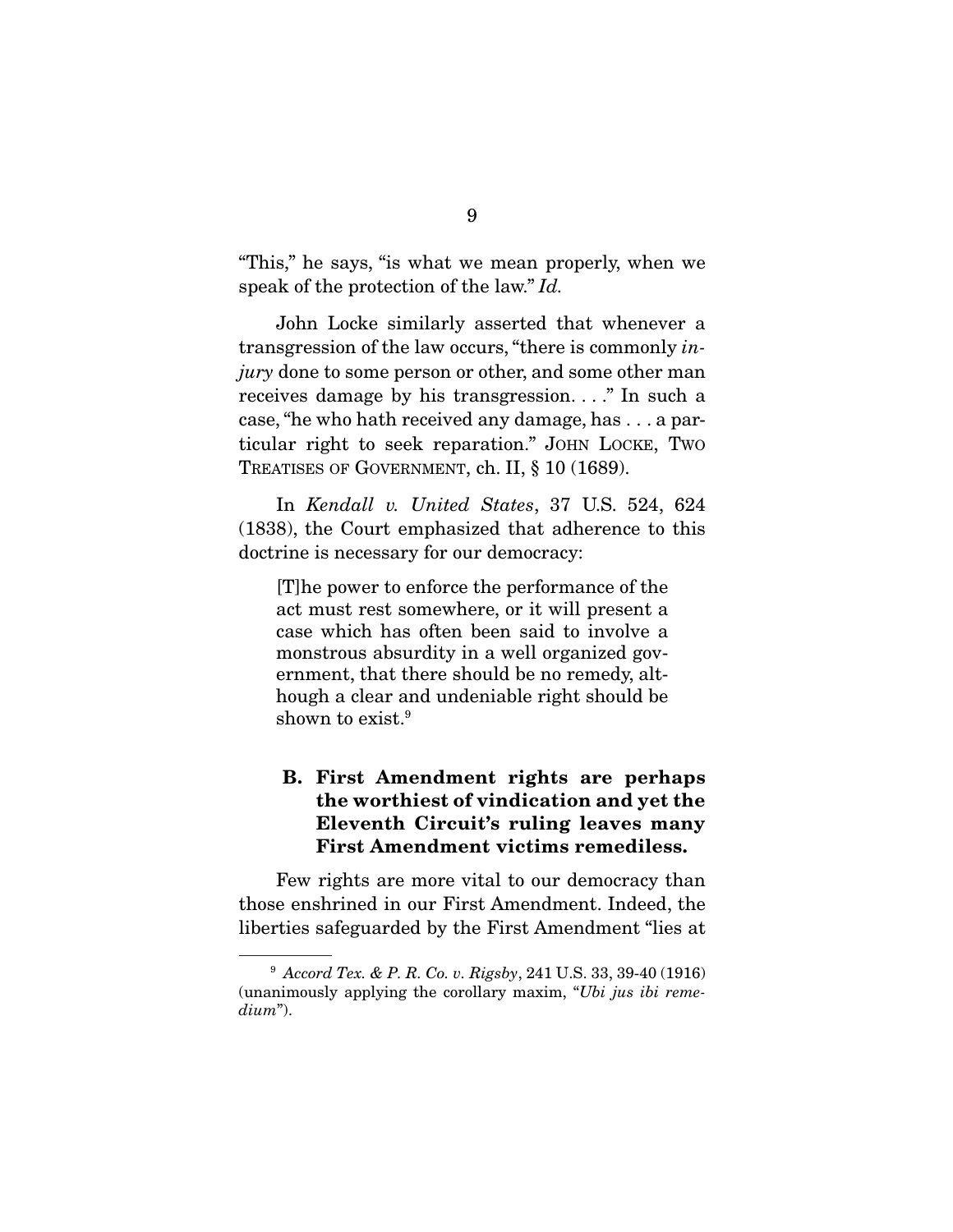"This," he says, "is what we mean properly, when we speak of the protection of the law." *Id.*

John Locke similarly asserted that whenever a transgression of the law occurs, "there is commonly *injury* done to some person or other, and some other man receives damage by his transgression. . . ." In such a case, "he who hath received any damage, has . . . a particular right to seek reparation." JOHN LOCKE, TWO TREATISES OF GOVERNMENT, ch. II, § 10 (1689).

In *Kendall v. United States*, 37 U.S. 524, 624 (1838), the Court emphasized that adherence to this doctrine is necessary for our democracy:

> [T]he power to enforce the performance of the act must rest somewhere, or it will present a case which has often been said to involve a monstrous absurdity in a well organized government, that there should be no remedy, although a clear and undeniable right should be shown to exist.[9]

### B. First Amendment rights are perhaps the worthiest of vindication and yet the Eleventh Circuit's ruling leaves many First Amendment victims remediless.

Few rights are more vital to our democracy than those enshrined in our First Amendment. Indeed, the liberties safeguarded by the First Amendment "lies at

---

[9] *Accord Tex. & P. R. Co. v. Rigsby*, 241 U.S. 33, 39-40 (1916) (unanimously applying the corollary maxim, "*Ubi jus ibi remedium*").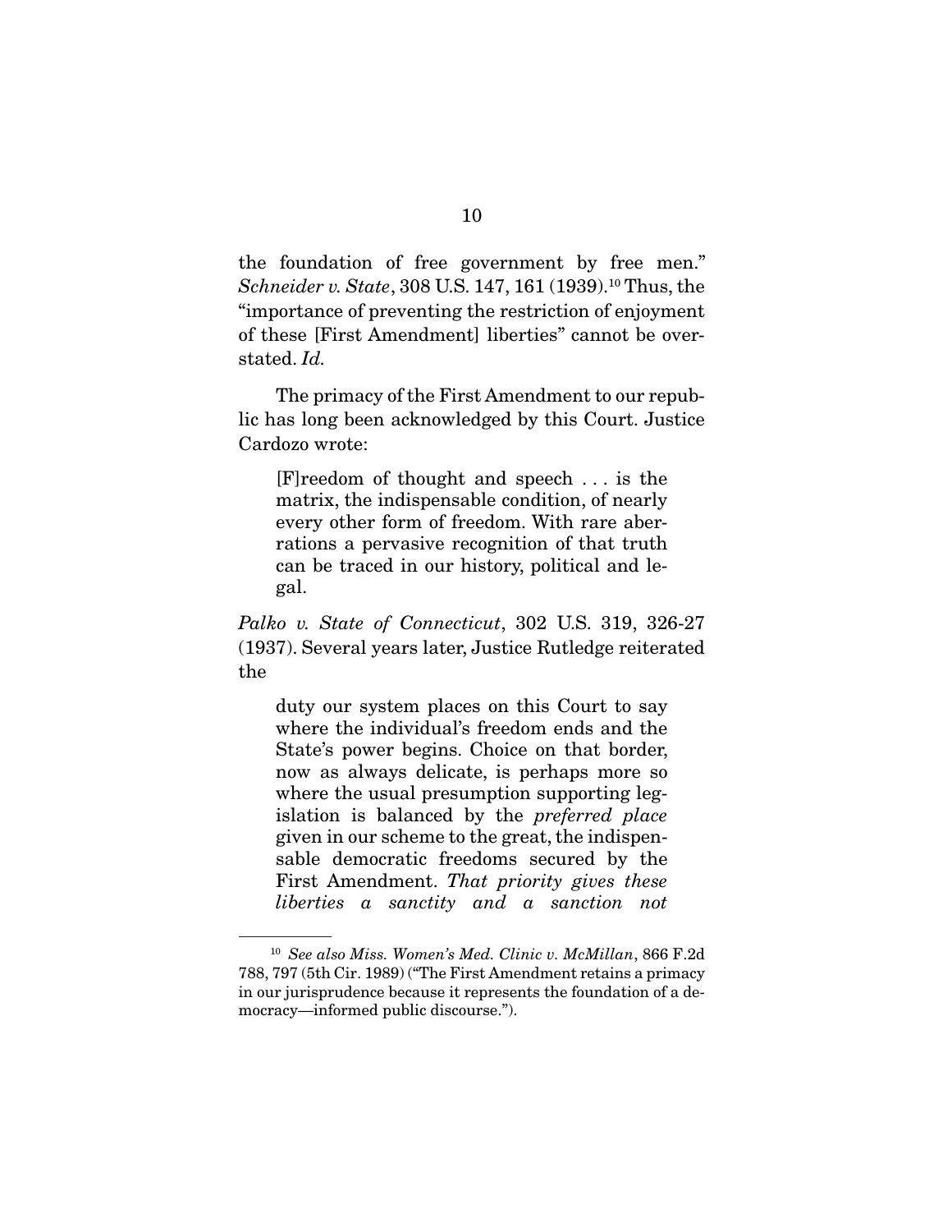the foundation of free government by free men." *Schneider v. State*, 308 U.S. 147, 161 (1939).[10] Thus, the "importance of preventing the restriction of enjoyment of these [First Amendment] liberties" cannot be overstated. *Id.*

The primacy of the First Amendment to our republic has long been acknowledged by this Court. Justice Cardozo wrote:

> [F]reedom of thought and speech . . . is the matrix, the indispensable condition, of nearly every other form of freedom. With rare aberrations a pervasive recognition of that truth can be traced in our history, political and legal.

*Palko v. State of Connecticut*, 302 U.S. 319, 326-27 (1937). Several years later, Justice Rutledge reiterated the

> duty our system places on this Court to say where the individual's freedom ends and the State's power begins. Choice on that border, now as always delicate, is perhaps more so where the usual presumption supporting legislation is balanced by the *preferred place* given in our scheme to the great, the indispensable democratic freedoms secured by the First Amendment. *That priority gives these liberties a sanctity and a sanction not*

---

[10] *See also Miss. Women's Med. Clinic v. McMillan*, 866 F.2d 788, 797 (5th Cir. 1989) ("The First Amendment retains a primacy in our jurisprudence because it represents the foundation of a democracy—informed public discourse.").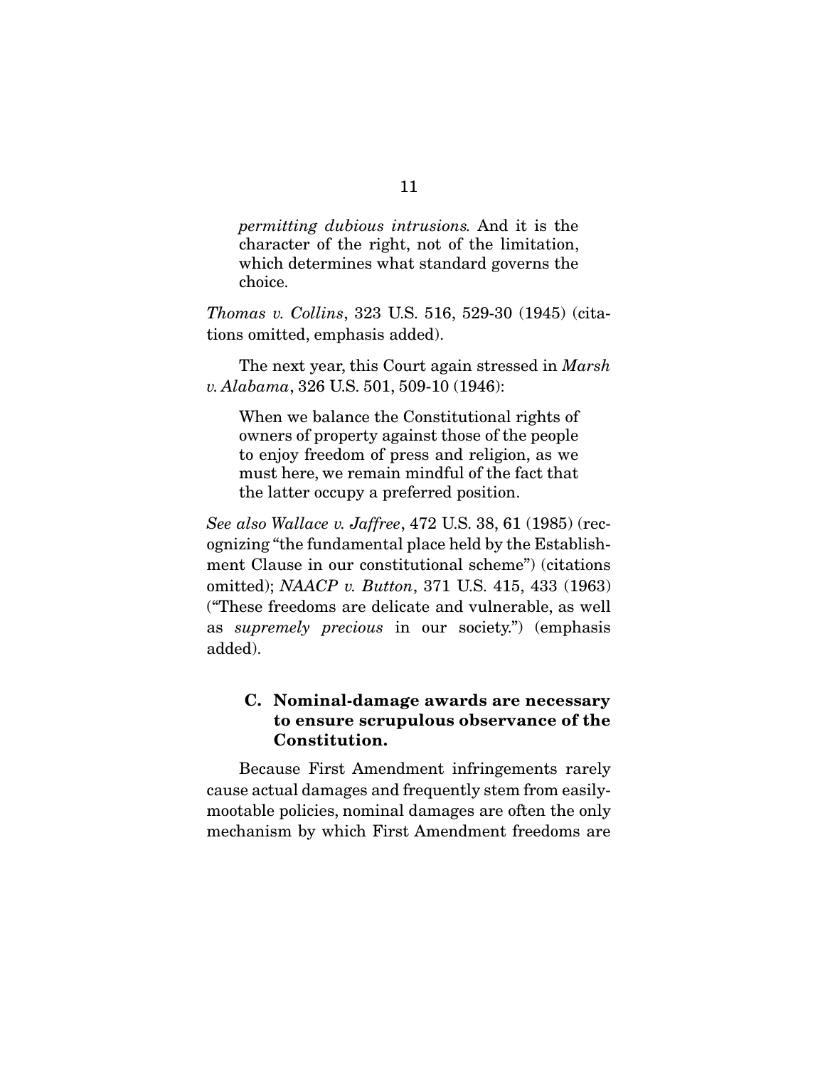> *permitting dubious intrusions.* And it is the character of the right, not of the limitation, which determines what standard governs the choice.

*Thomas v. Collins*, 323 U.S. 516, 529-30 (1945) (citations omitted, emphasis added).

The next year, this Court again stressed in *Marsh v. Alabama*, 326 U.S. 501, 509-10 (1946):

> When we balance the Constitutional rights of owners of property against those of the people to enjoy freedom of press and religion, as we must here, we remain mindful of the fact that the latter occupy a preferred position.

*See also Wallace v. Jaffree*, 472 U.S. 38, 61 (1985) (recognizing "the fundamental place held by the Establishment Clause in our constitutional scheme") (citations omitted); *NAACP v. Button*, 371 U.S. 415, 433 (1963) ("These freedoms are delicate and vulnerable, as well as *supremely precious* in our society.") (emphasis added).

### C. Nominal-damage awards are necessary to ensure scrupulous observance of the Constitution.

Because First Amendment infringements rarely cause actual damages and frequently stem from easily-mootable policies, nominal damages are often the only mechanism by which First Amendment freedoms are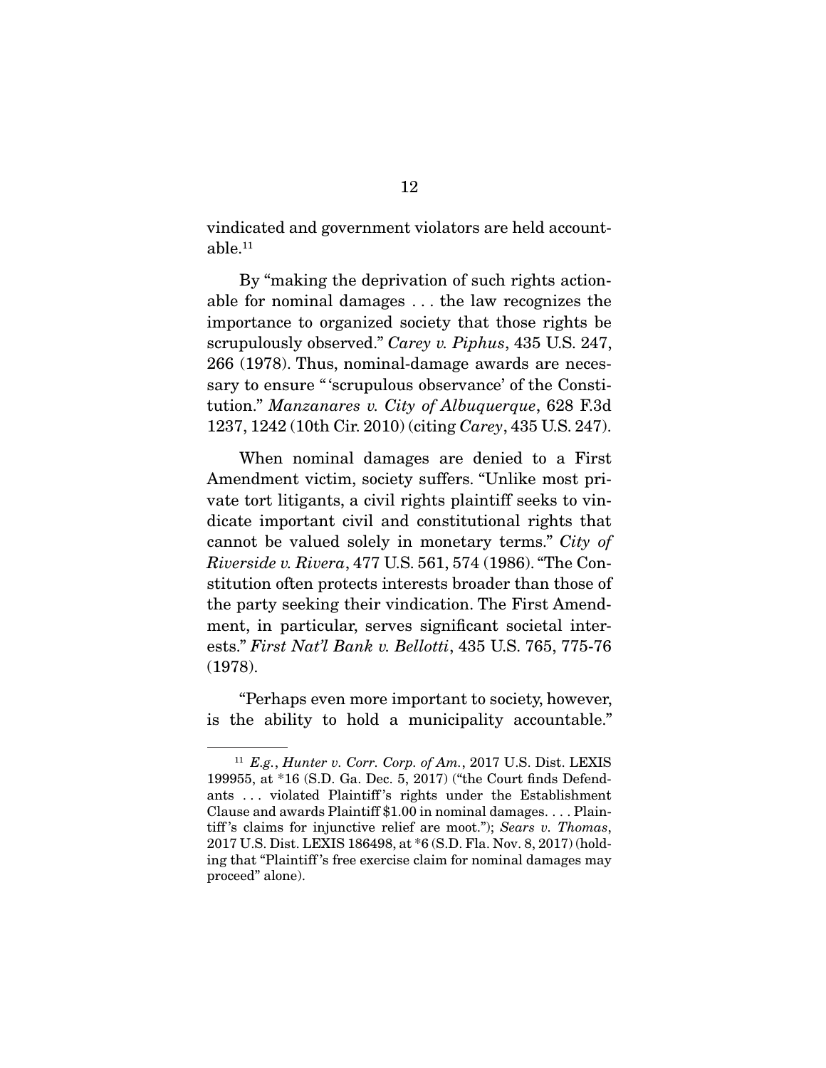vindicated and government violators are held accountable.[11]

By "making the deprivation of such rights actionable for nominal damages . . . the law recognizes the importance to organized society that those rights be scrupulously observed." *Carey v. Piphus*, 435 U.S. 247, 266 (1978). Thus, nominal-damage awards are necessary to ensure "'scrupulous observance' of the Constitution." *Manzanares v. City of Albuquerque*, 628 F.3d 1237, 1242 (10th Cir. 2010) (citing *Carey*, 435 U.S. 247).

When nominal damages are denied to a First Amendment victim, society suffers. "Unlike most private tort litigants, a civil rights plaintiff seeks to vindicate important civil and constitutional rights that cannot be valued solely in monetary terms." *City of Riverside v. Rivera*, 477 U.S. 561, 574 (1986). "The Constitution often protects interests broader than those of the party seeking their vindication. The First Amendment, in particular, serves significant societal interests." *First Nat'l Bank v. Bellotti*, 435 U.S. 765, 775-76 (1978).

"Perhaps even more important to society, however, is the ability to hold a municipality accountable."

---

[11] *E.g.*, *Hunter v. Corr. Corp. of Am.*, 2017 U.S. Dist. LEXIS 199955, at *16 (S.D. Ga. Dec. 5, 2017) ("the Court finds Defendants . . . violated Plaintiff's rights under the Establishment Clause and awards Plaintiff $1.00 in nominal damages. . . . Plaintiff's claims for injunctive relief are moot."); *Sears v. Thomas*, 2017 U.S. Dist. LEXIS 186498, at *6 (S.D. Fla. Nov. 8, 2017) (holding that "Plaintiff's free exercise claim for nominal damages may proceed" alone).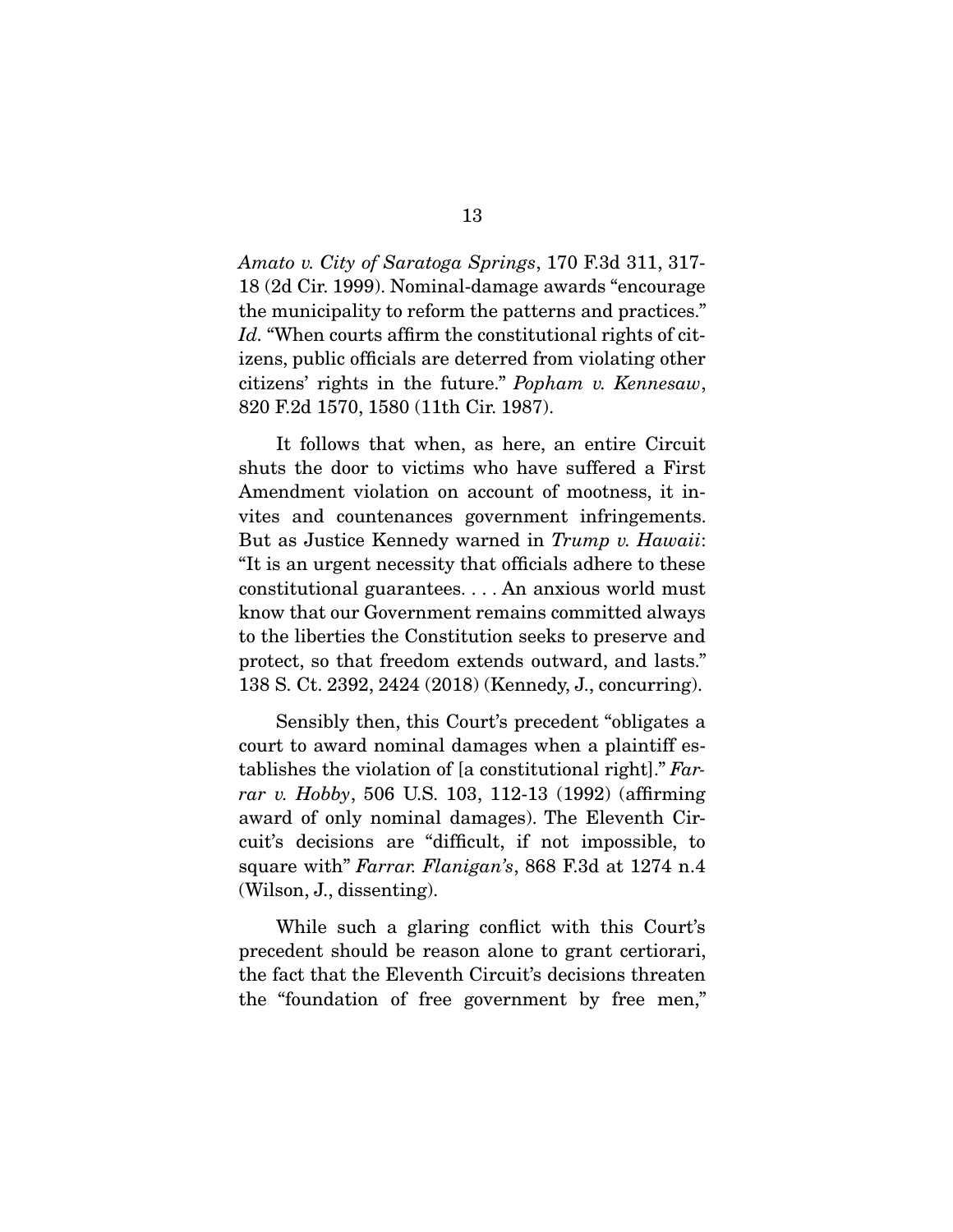*Amato v. City of Saratoga Springs*, 170 F.3d 311, 317-18 (2d Cir. 1999). Nominal-damage awards "encourage the municipality to reform the patterns and practices." *Id*. "When courts affirm the constitutional rights of citizens, public officials are deterred from violating other citizens' rights in the future." *Popham v. Kennesaw*, 820 F.2d 1570, 1580 (11th Cir. 1987).

It follows that when, as here, an entire Circuit shuts the door to victims who have suffered a First Amendment violation on account of mootness, it invites and countenances government infringements. But as Justice Kennedy warned in *Trump v. Hawaii*: "It is an urgent necessity that officials adhere to these constitutional guarantees. . . . An anxious world must know that our Government remains committed always to the liberties the Constitution seeks to preserve and protect, so that freedom extends outward, and lasts." 138 S. Ct. 2392, 2424 (2018) (Kennedy, J., concurring).

Sensibly then, this Court's precedent "obligates a court to award nominal damages when a plaintiff establishes the violation of [a constitutional right]." *Farrar v. Hobby*, 506 U.S. 103, 112-13 (1992) (affirming award of only nominal damages). The Eleventh Circuit's decisions are "difficult, if not impossible, to square with" *Farrar. Flanigan's*, 868 F.3d at 1274 n.4 (Wilson, J., dissenting).

While such a glaring conflict with this Court's precedent should be reason alone to grant certiorari, the fact that the Eleventh Circuit's decisions threaten the "foundation of free government by free men,"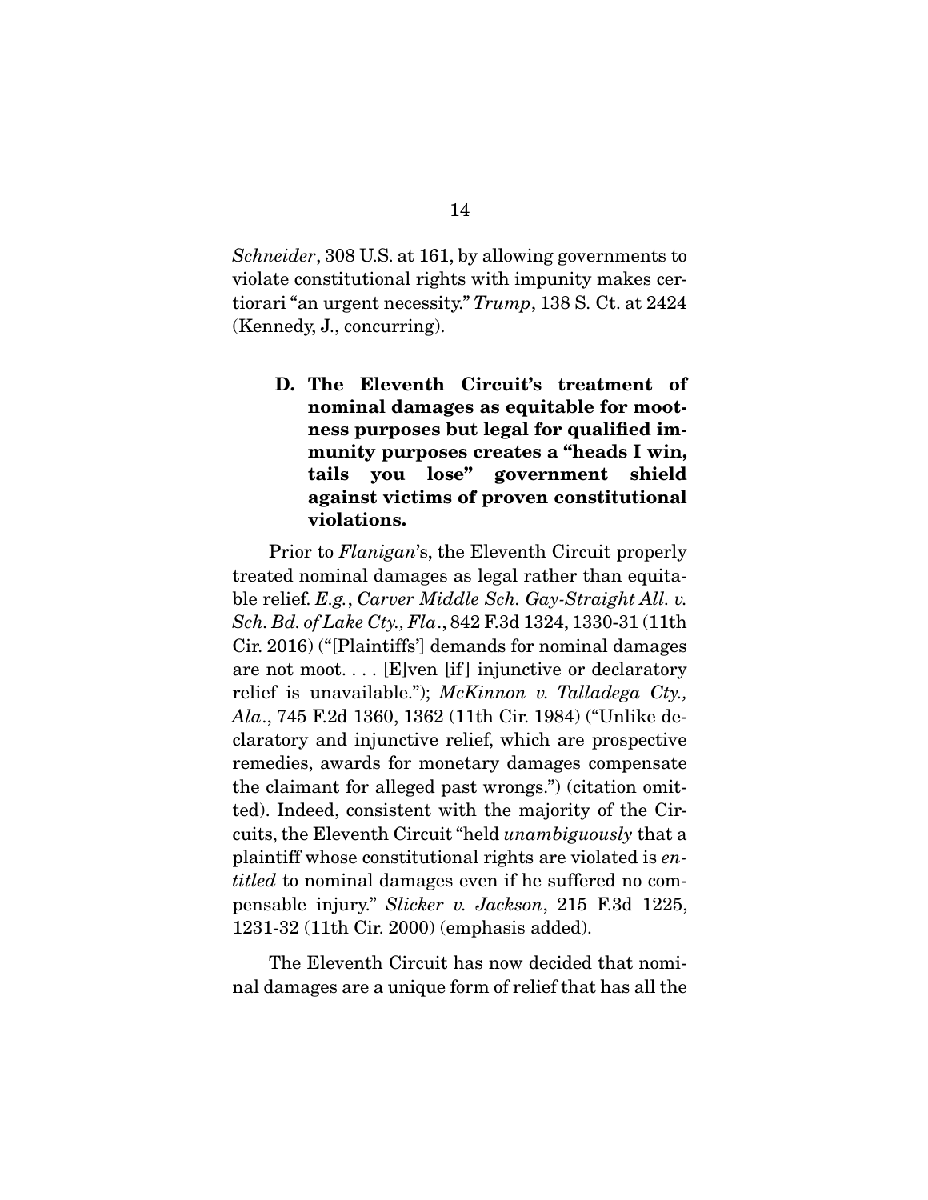*Schneider*, 308 U.S. at 161, by allowing governments to violate constitutional rights with impunity makes certiorari "an urgent necessity." *Trump*, 138 S. Ct. at 2424 (Kennedy, J., concurring).

### D. The Eleventh Circuit's treatment of nominal damages as equitable for mootness purposes but legal for qualified immunity purposes creates a "heads I win, tails you lose" government shield against victims of proven constitutional violations.

Prior to *Flanigan*'s, the Eleventh Circuit properly treated nominal damages as legal rather than equitable relief. *E.g.*, *Carver Middle Sch. Gay-Straight All. v. Sch. Bd. of Lake Cty., Fla.*, 842 F.3d 1324, 1330-31 (11th Cir. 2016) ("[Plaintiffs'] demands for nominal damages are not moot. . . . [E]ven [if] injunctive or declaratory relief is unavailable."); *McKinnon v. Talladega Cty., Ala.*, 745 F.2d 1360, 1362 (11th Cir. 1984) ("Unlike declaratory and injunctive relief, which are prospective remedies, awards for monetary damages compensate the claimant for alleged past wrongs.") (citation omitted). Indeed, consistent with the majority of the Circuits, the Eleventh Circuit "held *unambiguously* that a plaintiff whose constitutional rights are violated is *entitled* to nominal damages even if he suffered no compensable injury." *Slicker v. Jackson*, 215 F.3d 1225, 1231-32 (11th Cir. 2000) (emphasis added).

The Eleventh Circuit has now decided that nominal damages are a unique form of relief that has all the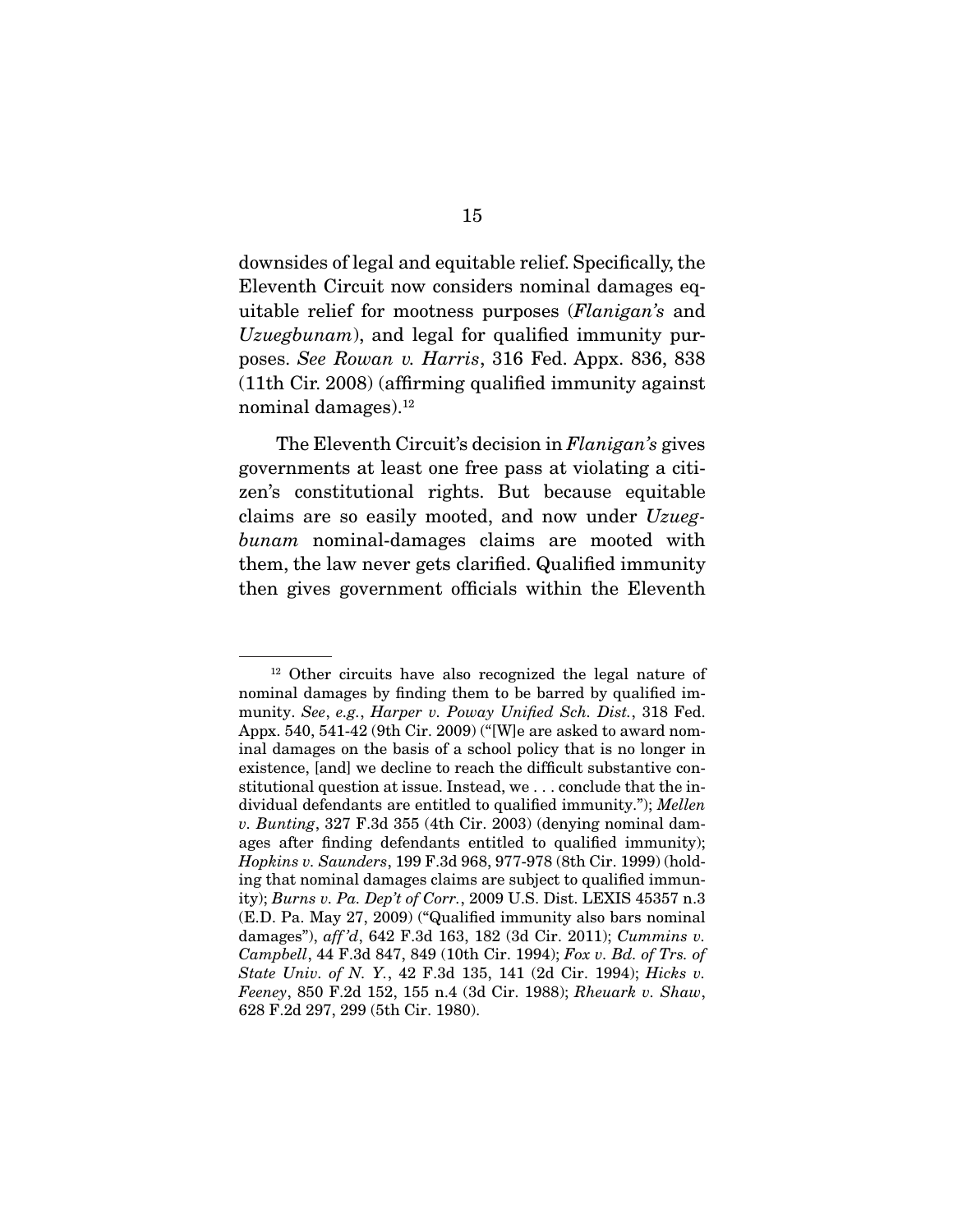downsides of legal and equitable relief. Specifically, the Eleventh Circuit now considers nominal damages equitable relief for mootness purposes (*Flanigan's* and *Uzuegbunam*), and legal for qualified immunity purposes. *See Rowan v. Harris*, 316 Fed. Appx. 836, 838 (11th Cir. 2008) (affirming qualified immunity against nominal damages).[12]

The Eleventh Circuit's decision in *Flanigan's* gives governments at least one free pass at violating a citizen's constitutional rights. But because equitable claims are so easily mooted, and now under *Uzuegbunam* nominal-damages claims are mooted with them, the law never gets clarified. Qualified immunity then gives government officials within the Eleventh

---

[12] Other circuits have also recognized the legal nature of nominal damages by finding them to be barred by qualified immunity. *See*, *e.g.*, *Harper v. Poway Unified Sch. Dist.*, 318 Fed. Appx. 540, 541-42 (9th Cir. 2009) ("[W]e are asked to award nominal damages on the basis of a school policy that is no longer in existence, [and] we decline to reach the difficult substantive constitutional question at issue. Instead, we . . . conclude that the individual defendants are entitled to qualified immunity."); *Mellen v. Bunting*, 327 F.3d 355 (4th Cir. 2003) (denying nominal damages after finding defendants entitled to qualified immunity); *Hopkins v. Saunders*, 199 F.3d 968, 977-978 (8th Cir. 1999) (holding that nominal damages claims are subject to qualified immunity); *Burns v. Pa. Dep't of Corr.*, 2009 U.S. Dist. LEXIS 45357 n.3 (E.D. Pa. May 27, 2009) ("Qualified immunity also bars nominal damages"), *aff'd*, 642 F.3d 163, 182 (3d Cir. 2011); *Cummins v. Campbell*, 44 F.3d 847, 849 (10th Cir. 1994); *Fox v. Bd. of Trs. of State Univ. of N. Y.*, 42 F.3d 135, 141 (2d Cir. 1994); *Hicks v. Feeney*, 850 F.2d 152, 155 n.4 (3d Cir. 1988); *Rheuark v. Shaw*, 628 F.2d 297, 299 (5th Cir. 1980).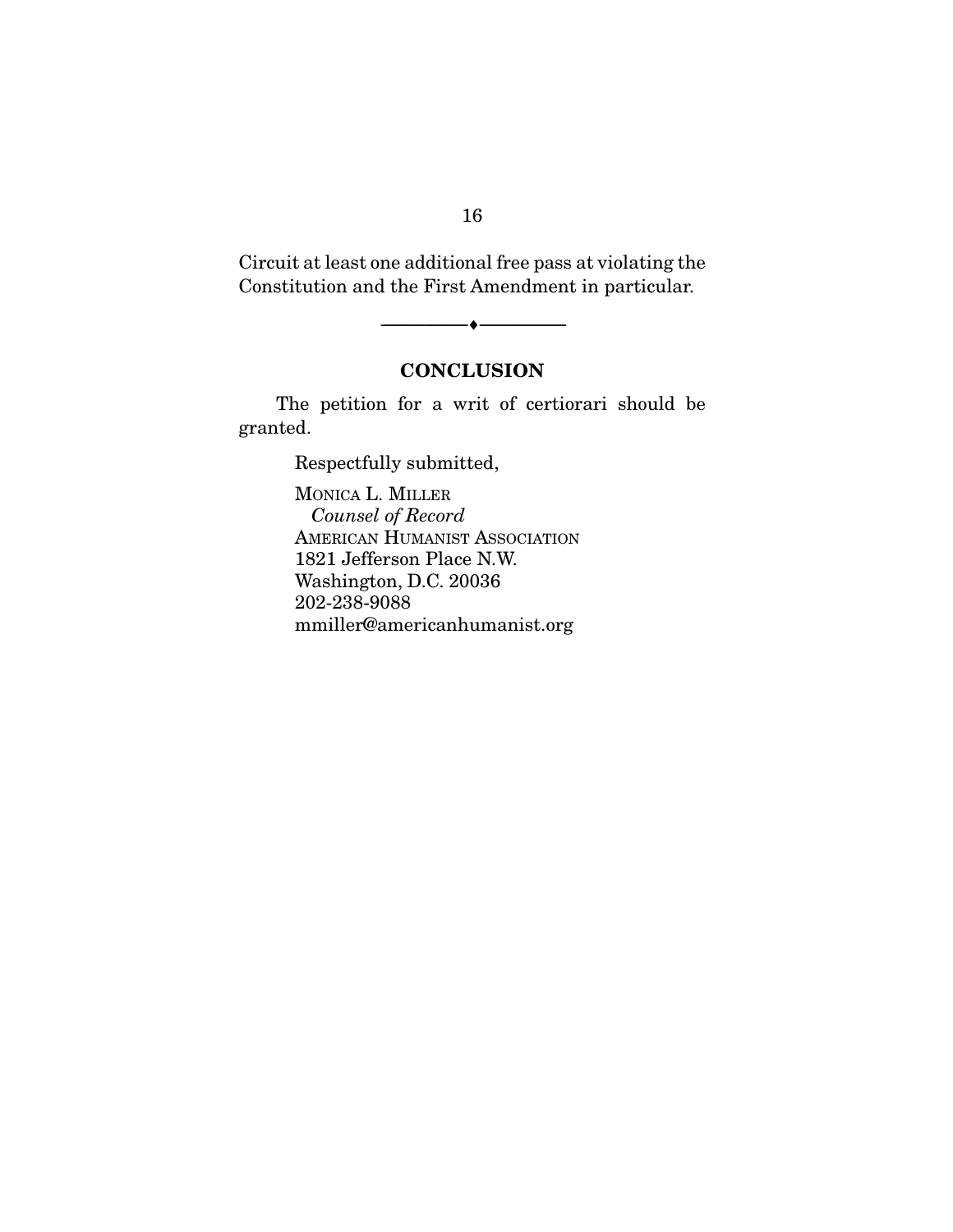Circuit at least one additional free pass at violating the Constitution and the First Amendment in particular.

---

## CONCLUSION

The petition for a writ of certiorari should be granted.

Respectfully submitted,

MONICA L. MILLER
*Counsel of Record*
AMERICAN HUMANIST ASSOCIATION
1821 Jefferson Place N.W.
Washington, D.C. 20036
202-238-9088
mmiller@americanhumanist.org